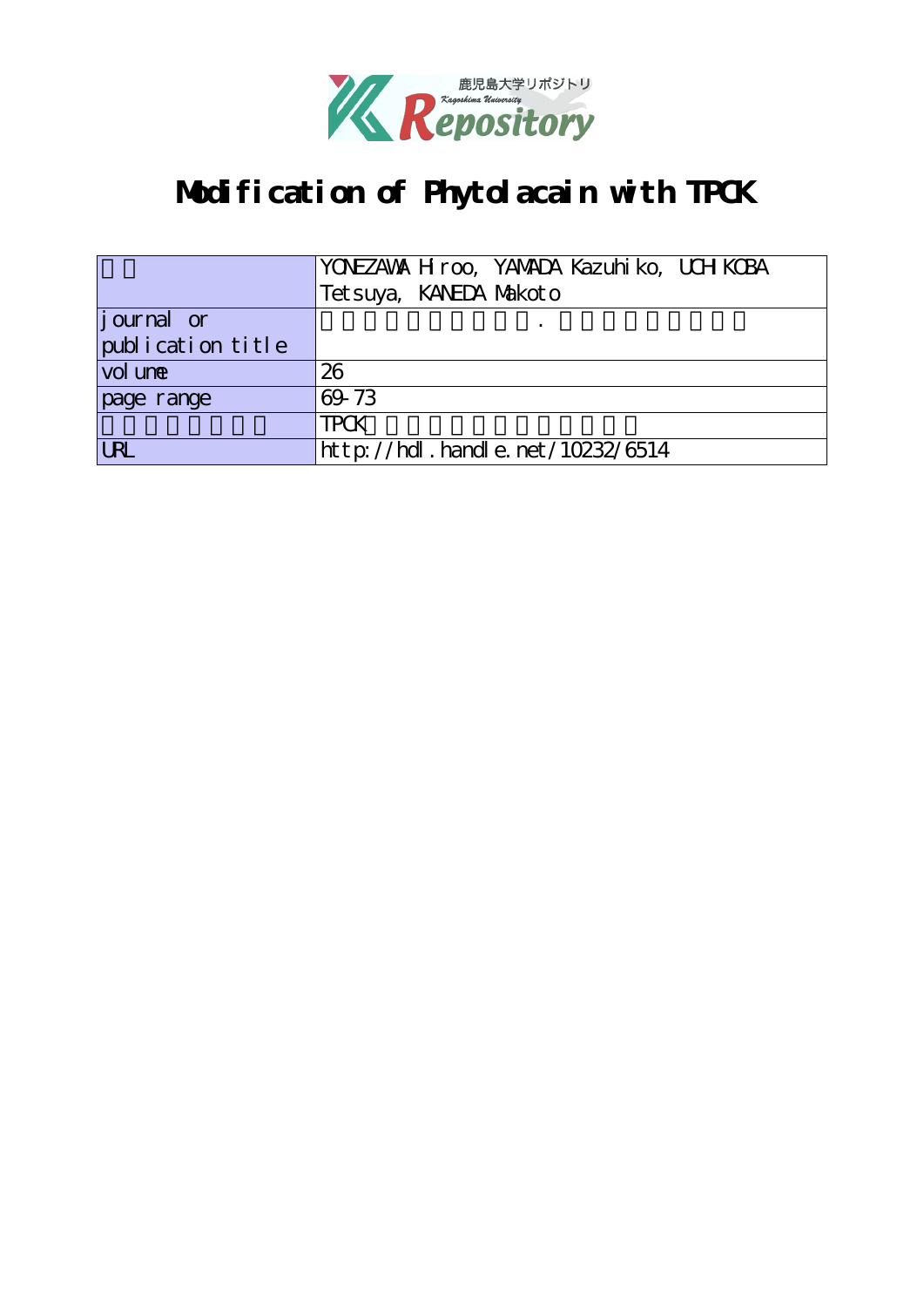# Modification of Phytolacain with TPCK

| 著者 | YONEZAWA Hiroo, YAMADA Kazuhiko, UCHIKOBA Tetsuya, KANEDA Makoto |
|---|---|
| journal or publication title | |
| volume | 26 |
| page range | 69-73 |
| | TPCK |
| URL | http://hdl.handle.net/10232/6514 |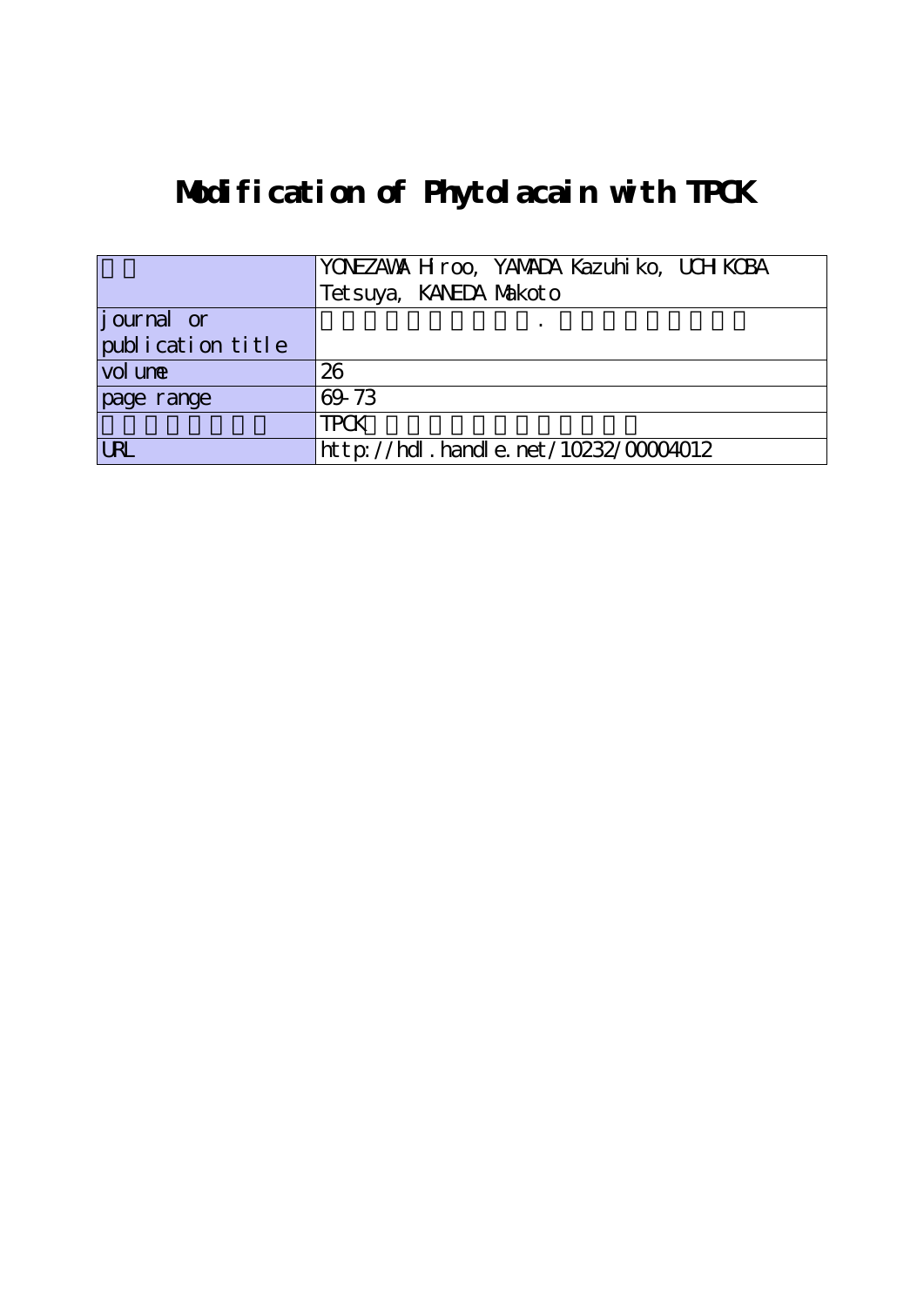# Modification of Phytolacain with TPCK

| 著者 | YONEZAWA Hiroo, YAMADA Kazuhiko, UCHIKOBA Tetsuya, KANEDA Makoto |
|---|---|
| journal or publication title | |
| volume | 26 |
| page range | 69-73 |
| | TPCK |
| URL | http://hdl.handle.net/10232/00004012 |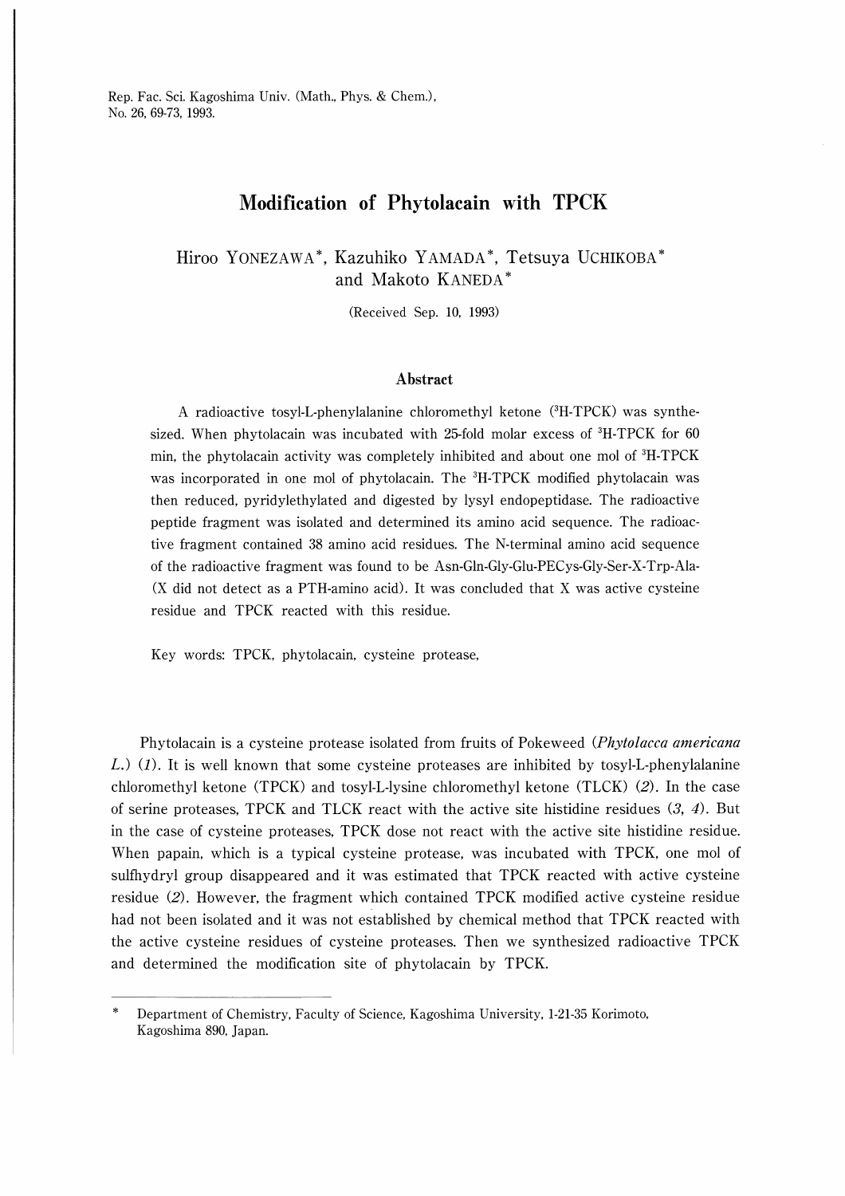# Modification of Phytolacain with TPCK

Hiroo YONEZAWA*, Kazuhiko YAMADA*, Tetsuya UCHIKOBA* and Makoto KANEDA*

(Received Sep. 10, 1993)

### Abstract

A radioactive tosyl-L-phenylalanine chloromethyl ketone ($^3$H-TPCK) was synthesized. When phytolacain was incubated with 25-fold molar excess of $^3$H-TPCK for 60 min, the phytolacain activity was completely inhibited and about one mol of $^3$H-TPCK was incorporated in one mol of phytolacain. The $^3$H-TPCK modified phytolacain was then reduced, pyridylethylated and digested by lysyl endopeptidase. The radioactive peptide fragment was isolated and determined its amino acid sequence. The radioactive fragment contained 38 amino acid residues. The N-terminal amino acid sequence of the radioactive fragment was found to be Asn-Gln-Gly-Glu-PECys-Gly-Ser-X-Trp-Ala- (X did not detect as a PTH-amino acid). It was concluded that X was active cysteine residue and TPCK reacted with this residue.

Key words: TPCK, phytolacain, cysteine protease,

Phytolacain is a cysteine protease isolated from fruits of Pokeweed (*Phytolacca americana L.*) (*1*). It is well known that some cysteine proteases are inhibited by tosyl-L-phenylalanine chloromethyl ketone (TPCK) and tosyl-L-lysine chloromethyl ketone (TLCK) (*2*). In the case of serine proteases, TPCK and TLCK react with the active site histidine residues (*3, 4*). But in the case of cysteine proteases, TPCK dose not react with the active site histidine residue. When papain, which is a typical cysteine protease, was incubated with TPCK, one mol of sulfhydryl group disappeared and it was estimated that TPCK reacted with active cysteine residue (*2*). However, the fragment which contained TPCK modified active cysteine residue had not been isolated and it was not established by chemical method that TPCK reacted with the active cysteine residues of cysteine proteases. Then we synthesized radioactive TPCK and determined the modification site of phytolacain by TPCK.

---

\* Department of Chemistry, Faculty of Science, Kagoshima University, 1-21-35 Korimoto, Kagoshima 890, Japan.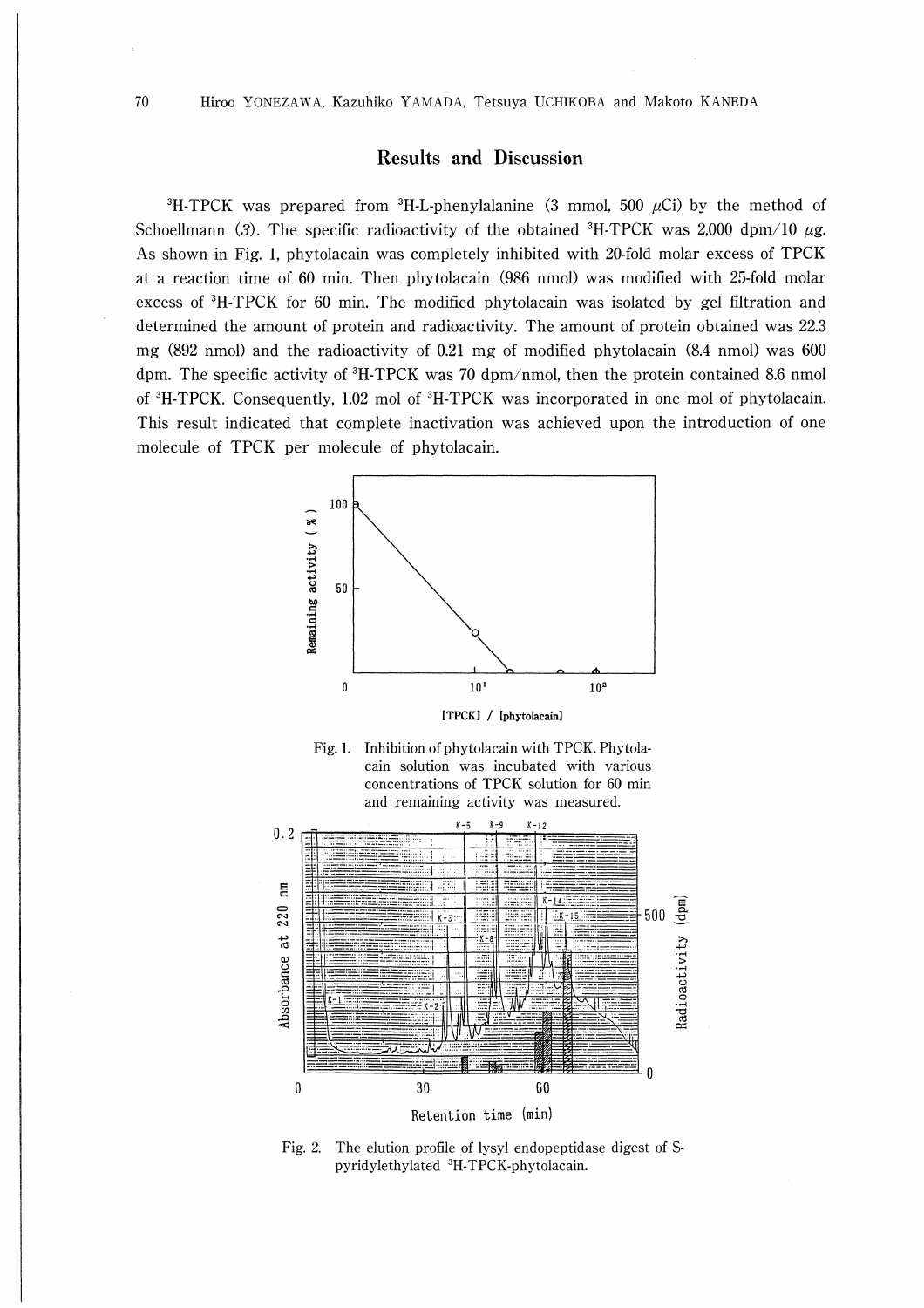## Results and Discussion

$^3$H-TPCK was prepared from $^3$H-L-phenylalanine (3 mmol, 500 $\mu$Ci) by the method of Schoellmann (*3*). The specific radioactivity of the obtained $^3$H-TPCK was 2,000 dpm/10 $\mu$g. As shown in Fig. 1, phytolacain was completely inhibited with 20-fold molar excess of TPCK at a reaction time of 60 min. Then phytolacain (986 nmol) was modified with 25-fold molar excess of $^3$H-TPCK for 60 min. The modified phytolacain was isolated by gel filtration and determined the amount of protein and radioactivity. The amount of protein obtained was 22.3 mg (892 nmol) and the radioactivity of 0.21 mg of modified phytolacain (8.4 nmol) was 600 dpm. The specific activity of $^3$H-TPCK was 70 dpm/nmol, then the protein contained 8.6 nmol of $^3$H-TPCK. Consequently, 1.02 mol of $^3$H-TPCK was incorporated in one mol of phytolacain. This result indicated that complete inactivation was achieved upon the introduction of one molecule of TPCK per molecule of phytolacain.

Fig. 1. Inhibition of phytolacain with TPCK. Phytolacain solution was incubated with various concentrations of TPCK solution for 60 min and remaining activity was measured.

Fig. 2. The elution profile of lysyl endopeptidase digest of S-pyridylethylated $^3$H-TPCK-phytolacain.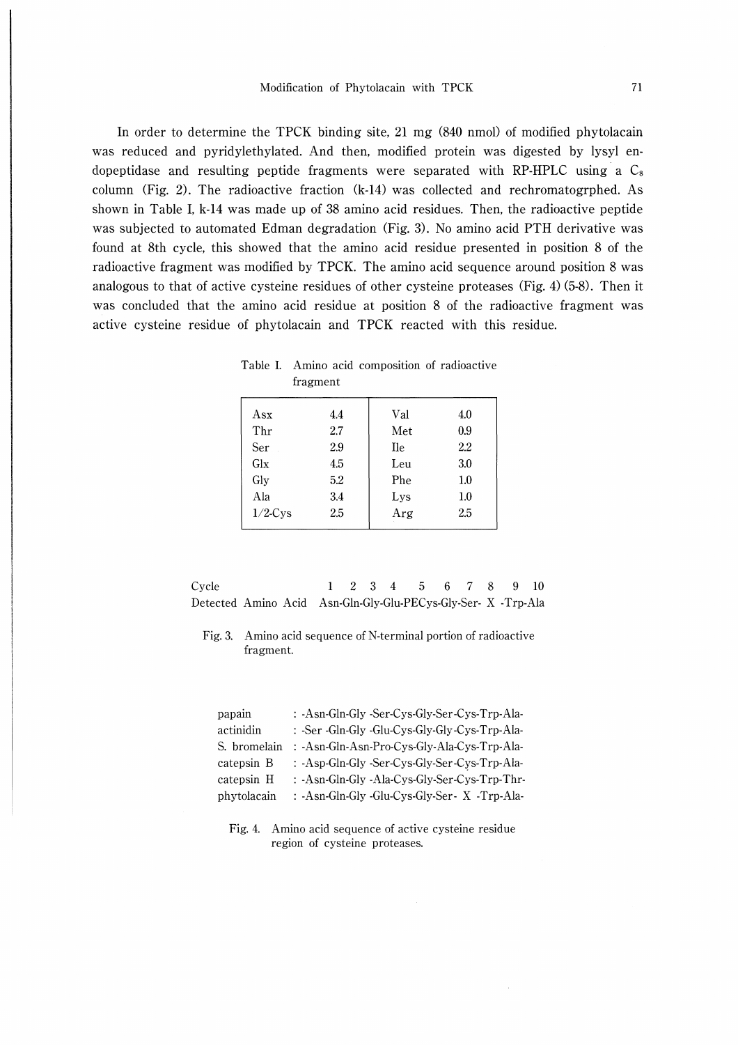In order to determine the TPCK binding site, 21 mg (840 nmol) of modified phytolacain was reduced and pyridylethylated. And then, modified protein was digested by lysyl endopeptidase and resulting peptide fragments were separated with RP-HPLC using a $C_8$ column (Fig. 2). The radioactive fraction (k-14) was collected and rechromatogrphed. As shown in Table I, k-14 was made up of 38 amino acid residues. Then, the radioactive peptide was subjected to automated Edman degradation (Fig. 3). No amino acid PTH derivative was found at 8th cycle, this showed that the amino acid residue presented in position 8 of the radioactive fragment was modified by TPCK. The amino acid sequence around position 8 was analogous to that of active cysteine residues of other cysteine proteases (Fig. 4) (5-8). Then it was concluded that the amino acid residue at position 8 of the radioactive fragment was active cysteine residue of phytolacain and TPCK reacted with this residue.

Table I. Amino acid composition of radioactive fragment

| | | | |
|---|---|---|---|
| Asx | 4.4 | Val | 4.0 |
| Thr | 2.7 | Met | 0.9 |
| Ser | 2.9 | Ile | 2.2 |
| Glx | 4.5 | Leu | 3.0 |
| Gly | 5.2 | Phe | 1.0 |
| Ala | 3.4 | Lys | 1.0 |
| 1/2-Cys | 2.5 | Arg | 2.5 |

| Cycle | 1 | 2 | 3 | 4 | 5 | 6 | 7 | 8 | 9 | 10 |
|---|---|---|---|---|---|---|---|---|---|---|
| Detected Amino Acid | Asn- | Gln- | Gly- | Glu- | PECys- | Gly- | Ser- | X | -Trp- | Ala |

Fig. 3. Amino acid sequence of N-terminal portion of radioactive fragment.

```
papain       : -Asn-Gln-Gly -Ser-Cys-Gly-Ser-Cys-Trp-Ala-
actinidin    : -Ser -Gln-Gly -Glu-Cys-Gly-Gly-Cys-Trp-Ala-
S. bromelain : -Asn-Gln-Asn-Pro-Cys-Gly-Ala-Cys-Trp-Ala-
catepsin B   : -Asp-Gln-Gly -Ser-Cys-Gly-Ser-Cys-Trp-Ala-
catepsin H   : -Asn-Gln-Gly -Ala-Cys-Gly-Ser-Cys-Trp-Thr-
phytolacain  : -Asn-Gln-Gly -Glu-Cys-Gly-Ser- X -Trp-Ala-
```

Fig. 4. Amino acid sequence of active cysteine residue region of cysteine proteases.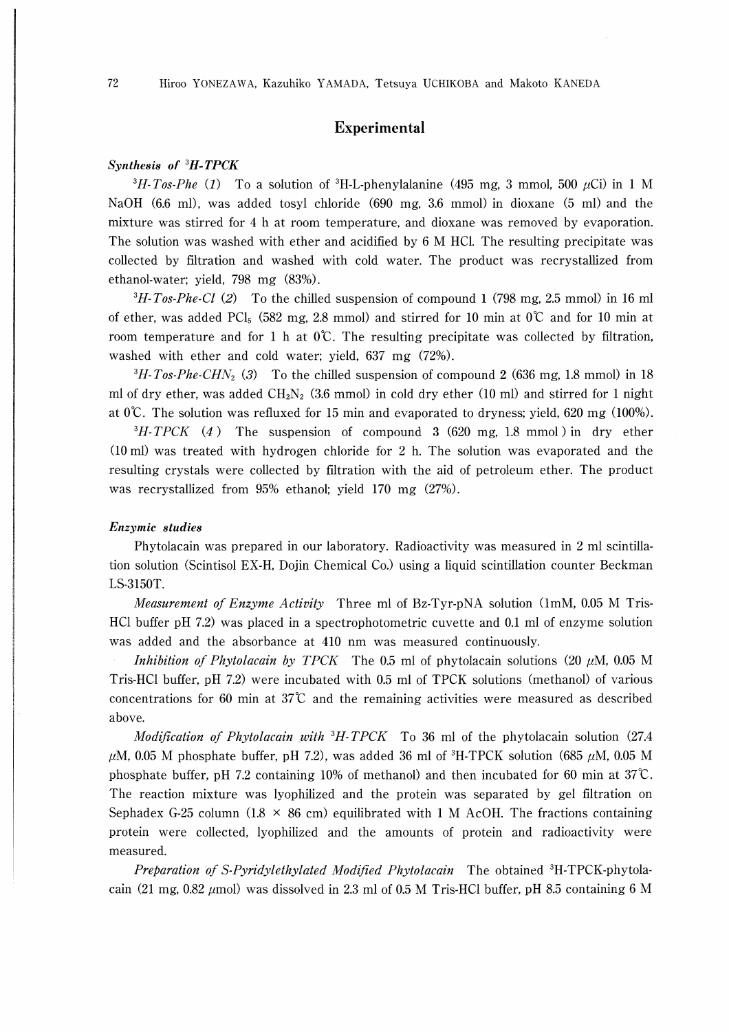## Experimental

### *Synthesis of $^3$H-TPCK*

*$^3$H-Tos-Phe (1)* To a solution of $^3$H-L-phenylalanine (495 mg, 3 mmol, 500 $\mu$Ci) in 1 M NaOH (6.6 ml), was added tosyl chloride (690 mg, 3.6 mmol) in dioxane (5 ml) and the mixture was stirred for 4 h at room temperature, and dioxane was removed by evaporation. The solution was washed with ether and acidified by 6 M HCl. The resulting precipitate was collected by filtration and washed with cold water. The product was recrystallized from ethanol-water; yield, 798 mg (83%).

*$^3$H-Tos-Phe-Cl (2)* To the chilled suspension of compound 1 (798 mg, 2.5 mmol) in 16 ml of ether, was added $PCl_5$ (582 mg, 2.8 mmol) and stirred for 10 min at 0℃ and for 10 min at room temperature and for 1 h at 0℃. The resulting precipitate was collected by filtration, washed with ether and cold water; yield, 637 mg (72%).

*$^3$H-Tos-Phe-CHN$_2$ (3)* To the chilled suspension of compound 2 (636 mg, 1.8 mmol) in 18 ml of dry ether, was added $CH_2N_2$ (3.6 mmol) in cold dry ether (10 ml) and stirred for 1 night at 0℃. The solution was refluxed for 15 min and evaporated to dryness; yield, 620 mg (100%).

*$^3$H-TPCK (4)* The suspension of compound 3 (620 mg, 1.8 mmol) in dry ether (10 ml) was treated with hydrogen chloride for 2 h. The solution was evaporated and the resulting crystals were collected by filtration with the aid of petroleum ether. The product was recrystallized from 95% ethanol; yield 170 mg (27%).

### *Enzymic studies*

Phytolacain was prepared in our laboratory. Radioactivity was measured in 2 ml scintillation solution (Scintisol EX-H, Dojin Chemical Co.) using a liquid scintillation counter Beckman LS-3150T.

*Measurement of Enzyme Activity* Three ml of Bz-Tyr-pNA solution (1mM, 0.05 M Tris-HCl buffer pH 7.2) was placed in a spectrophotometric cuvette and 0.1 ml of enzyme solution was added and the absorbance at 410 nm was measured continuously.

*Inhibition of Phytolacain by TPCK* The 0.5 ml of phytolacain solutions (20 $\mu$M, 0.05 M Tris-HCl buffer, pH 7.2) were incubated with 0.5 ml of TPCK solutions (methanol) of various concentrations for 60 min at 37℃ and the remaining activities were measured as described above.

*Modification of Phytolacain with $^3$H-TPCK* To 36 ml of the phytolacain solution (27.4 $\mu$M, 0.05 M phosphate buffer, pH 7.2), was added 36 ml of $^3$H-TPCK solution (685 $\mu$M, 0.05 M phosphate buffer, pH 7.2 containing 10% of methanol) and then incubated for 60 min at 37℃. The reaction mixture was lyophilized and the protein was separated by gel filtration on Sephadex G-25 column (1.8 × 86 cm) equilibrated with 1 M AcOH. The fractions containing protein were collected, lyophilized and the amounts of protein and radioactivity were measured.

*Preparation of S-Pyridylethylated Modified Phytolacain* The obtained $^3$H-TPCK-phytolacain (21 mg, 0.82 $\mu$mol) was dissolved in 2.3 ml of 0.5 M Tris-HCl buffer, pH 8.5 containing 6 M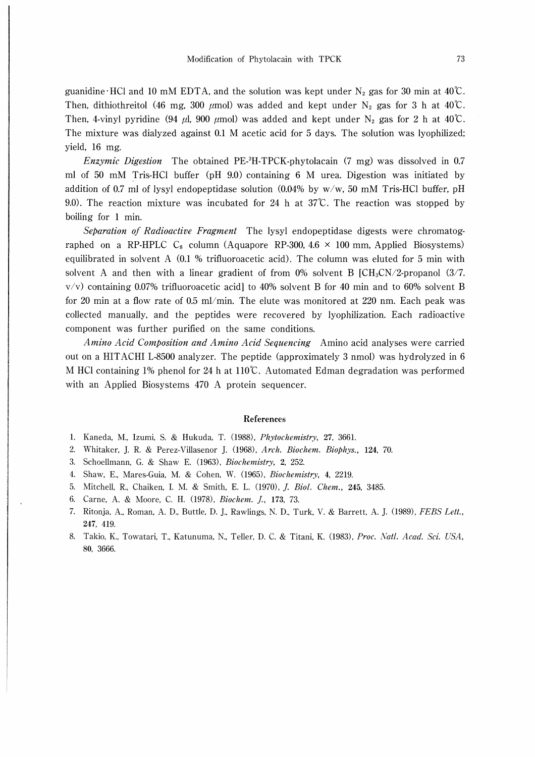guanidine·HCl and 10 mM EDTA, and the solution was kept under $N_2$ gas for 30 min at 40℃. Then, dithiothreitol (46 mg, 300 $\mu$mol) was added and kept under $N_2$ gas for 3 h at 40℃. Then, 4-vinyl pyridine (94 $\mu$l, 900 $\mu$mol) was added and kept under $N_2$ gas for 2 h at 40℃. The mixture was dialyzed against 0.1 M acetic acid for 5 days. The solution was lyophilized; yield, 16 mg.

*Enzymic Digestion* The obtained PE-$^3$H-TPCK-phytolacain (7 mg) was dissolved in 0.7 ml of 50 mM Tris-HCl buffer (pH 9.0) containing 6 M urea. Digestion was initiated by addition of 0.7 ml of lysyl endopeptidase solution (0.04% by w/w, 50 mM Tris-HCl buffer, pH 9.0). The reaction mixture was incubated for 24 h at 37℃. The reaction was stopped by boiling for 1 min.

*Separation of Radioactive Fragment* The lysyl endopeptidase digests were chromatographed on a RP-HPLC $C_8$ column (Aquapore RP-300, 4.6 × 100 mm, Applied Biosystems) equilibrated in solvent A (0.1 % trifluoroacetic acid). The column was eluted for 5 min with solvent A and then with a linear gradient of from 0% solvent B [$CH_3CN$/2-propanol (3/7. v/v) containing 0.07% trifluoroacetic acid] to 40% solvent B for 40 min and to 60% solvent B for 20 min at a flow rate of 0.5 ml/min. The elute was monitored at 220 nm. Each peak was collected manually, and the peptides were recovered by lyophilization. Each radioactive component was further purified on the same conditions.

*Amino Acid Composition and Amino Acid Sequencing* Amino acid analyses were carried out on a HITACHI L-8500 analyzer. The peptide (approximately 3 nmol) was hydrolyzed in 6 M HCl containing 1% phenol for 24 h at 110℃. Automated Edman degradation was performed with an Applied Biosystems 470 A protein sequencer.

## References

1. Kaneda, M., Izumi, S. & Hukuda, T. (1988), *Phytochemistry*, **27**, 3661.
2. Whitaker, J. R. & Perez-Villasenor J. (1968), *Arch. Biochem. Biophys.*, **124**, 70.
3. Schoellmann, G. & Shaw E. (1963), *Biochemistry*, **2**, 252.
4. Shaw, E., Mares-Guia, M. & Cohen, W. (1965), *Biochemistry*, **4**, 2219.
5. Mitchell, R., Chaiken, I. M. & Smith, E. L. (1970), *J. Biol. Chem.*, **245**, 3485.
6. Carne, A. & Moore, C. H. (1978), *Biochem. J.*, **173**, 73.
7. Ritonja, A., Roman, A. D., Buttle, D. J., Rawlings, N. D., Turk, V. & Barrett, A. J. (1989), *FEBS Lett.*, **247**, 419.
8. Takio, K., Towatari, T., Katunuma, N., Teller, D. C. & Titani, K. (1983), *Proc. Natl. Acad. Sci. USA*, **80**, 3666.